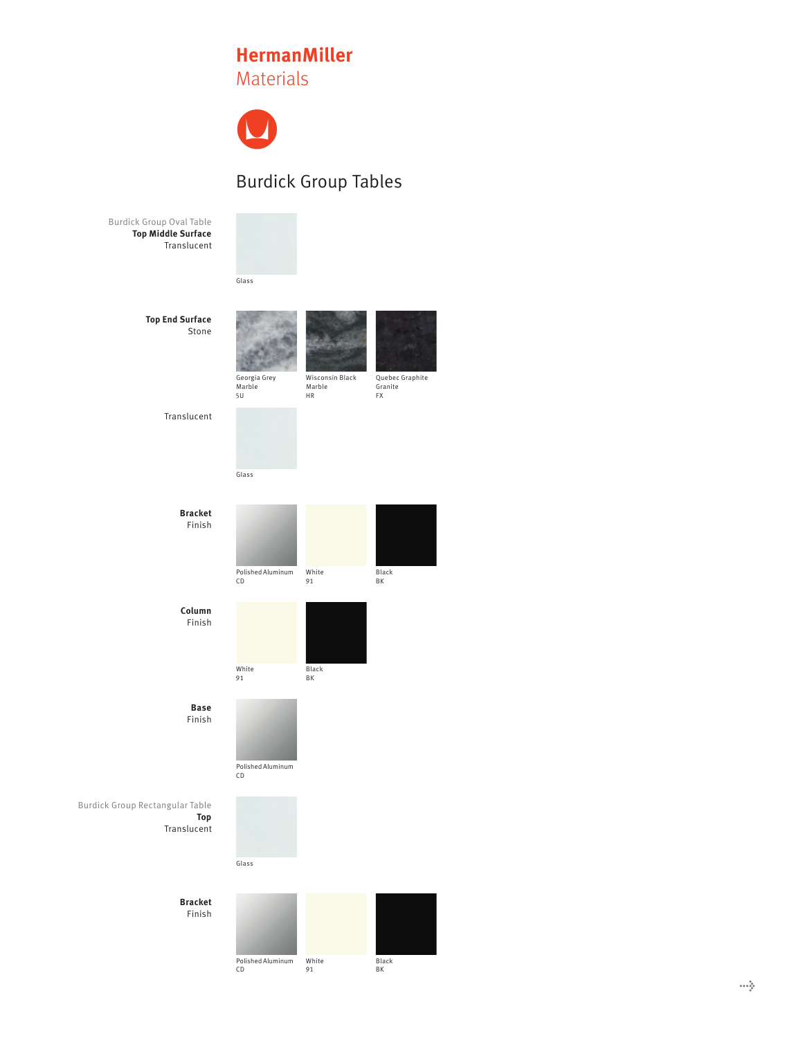# HermanMiller
## Materials

## Burdick Group Tables

Burdick Group Oval Table
**Top Middle Surface**
Translucent

Glass

**Top End Surface**
Stone

Georgia Grey Marble
5U

Wisconsin Black Marble
HR

Quebec Graphite Granite
FX

Translucent

Glass

**Bracket**
Finish

Polished Aluminum
CD

White
91

Black
BK

**Column**
Finish

White
91

Black
BK

**Base**
Finish

Polished Aluminum
CD

Burdick Group Rectangular Table
**Top**
Translucent

Glass

**Bracket**
Finish

Polished Aluminum
CD

White
91

Black
BK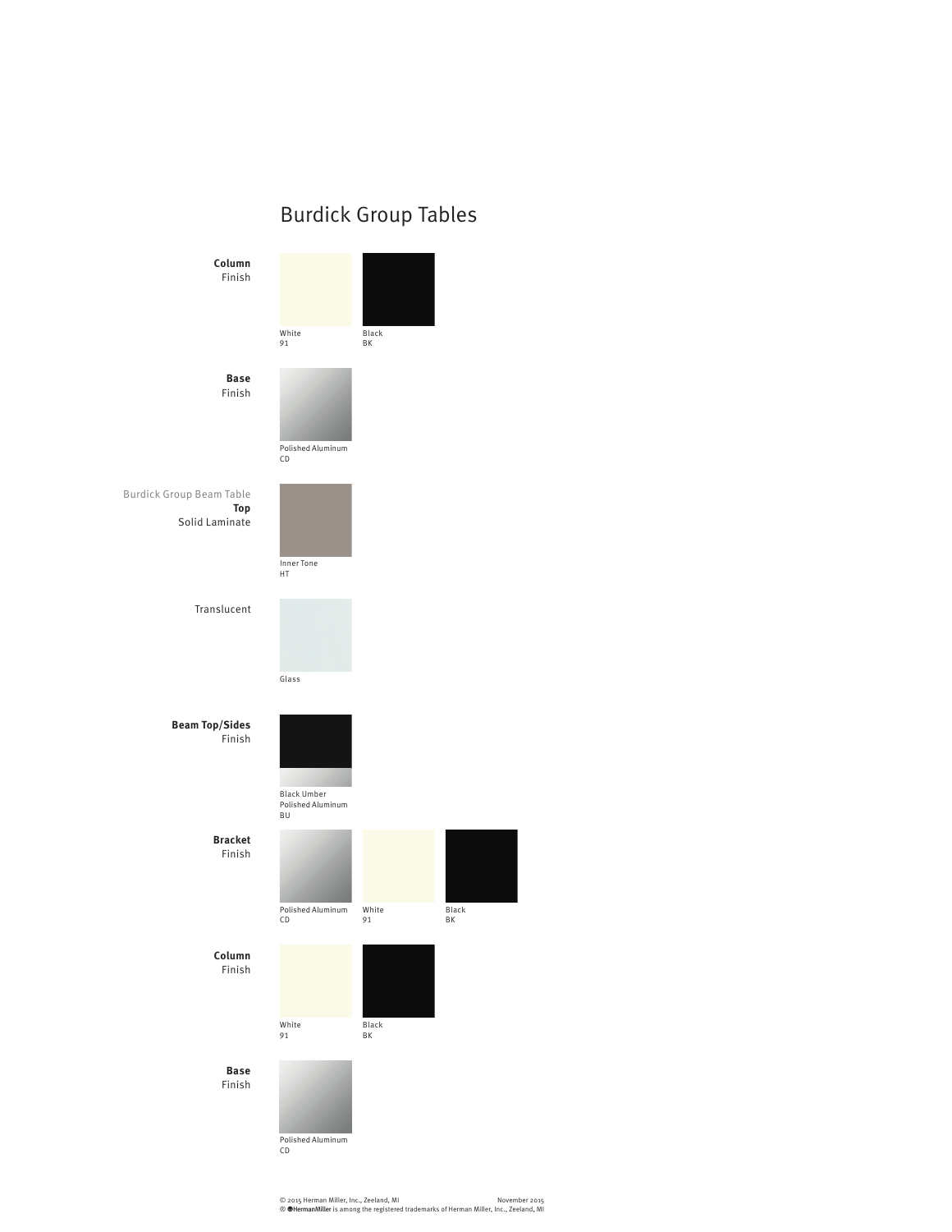# Burdick Group Tables

**Column**
Finish

White
91

Black
BK

**Base**
Finish

Polished Aluminum
CD

Burdick Group Beam Table
**Top**
Solid Laminate

Inner Tone
HT

Translucent

Glass

**Beam Top/Sides**
Finish

Black Umber
Polished Aluminum
BU

**Bracket**
Finish

Polished Aluminum
CD

White
91

Black
BK

**Column**
Finish

White
91

Black
BK

**Base**
Finish

Polished Aluminum
CD

© 2015 Herman Miller, Inc., Zeeland, MI November 2015
® HermanMiller is among the registered trademarks of Herman Miller, Inc., Zeeland, MI